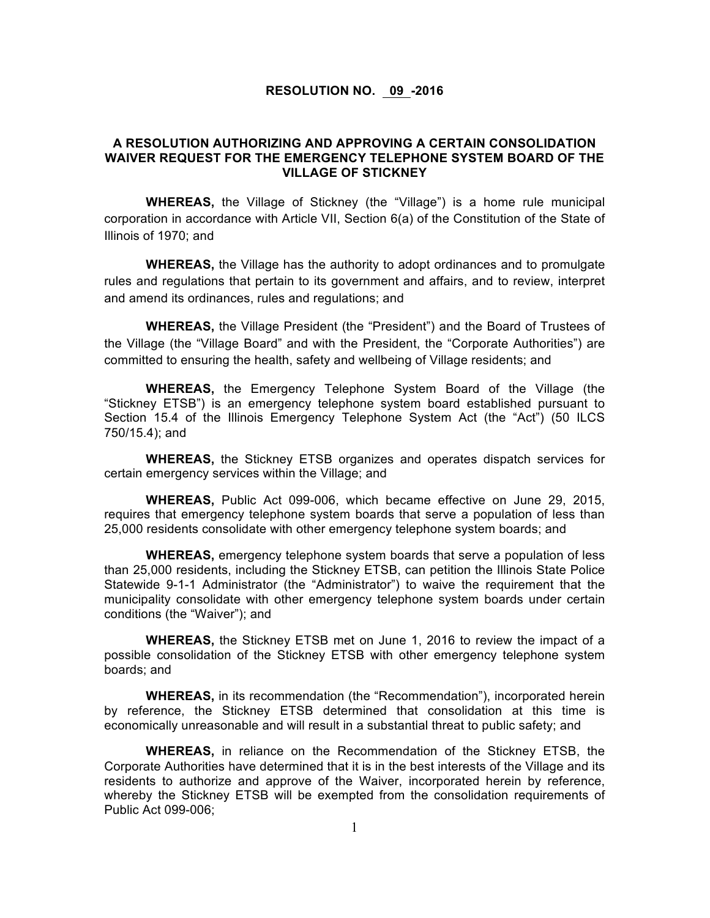# RESOLUTION NO. 09 -2016

## A RESOLUTION AUTHORIZING AND APPROVING A CERTAIN CONSOLIDATION WAIVER REQUEST FOR THE EMERGENCY TELEPHONE SYSTEM BOARD OF THE VILLAGE OF STICKNEY

**WHEREAS,** the Village of Stickney (the "Village") is a home rule municipal corporation in accordance with Article VII, Section 6(a) of the Constitution of the State of Illinois of 1970; and

**WHEREAS,** the Village has the authority to adopt ordinances and to promulgate rules and regulations that pertain to its government and affairs, and to review, interpret and amend its ordinances, rules and regulations; and

**WHEREAS,** the Village President (the "President") and the Board of Trustees of the Village (the "Village Board" and with the President, the "Corporate Authorities") are committed to ensuring the health, safety and wellbeing of Village residents; and

**WHEREAS,** the Emergency Telephone System Board of the Village (the "Stickney ETSB") is an emergency telephone system board established pursuant to Section 15.4 of the Illinois Emergency Telephone System Act (the "Act") (50 ILCS 750/15.4); and

**WHEREAS,** the Stickney ETSB organizes and operates dispatch services for certain emergency services within the Village; and

**WHEREAS,** Public Act 099-006, which became effective on June 29, 2015, requires that emergency telephone system boards that serve a population of less than 25,000 residents consolidate with other emergency telephone system boards; and

**WHEREAS,** emergency telephone system boards that serve a population of less than 25,000 residents, including the Stickney ETSB, can petition the Illinois State Police Statewide 9-1-1 Administrator (the "Administrator") to waive the requirement that the municipality consolidate with other emergency telephone system boards under certain conditions (the "Waiver"); and

**WHEREAS,** the Stickney ETSB met on June 1, 2016 to review the impact of a possible consolidation of the Stickney ETSB with other emergency telephone system boards; and

**WHEREAS,** in its recommendation (the "Recommendation"), incorporated herein by reference, the Stickney ETSB determined that consolidation at this time is economically unreasonable and will result in a substantial threat to public safety; and

**WHEREAS,** in reliance on the Recommendation of the Stickney ETSB, the Corporate Authorities have determined that it is in the best interests of the Village and its residents to authorize and approve of the Waiver, incorporated herein by reference, whereby the Stickney ETSB will be exempted from the consolidation requirements of Public Act 099-006;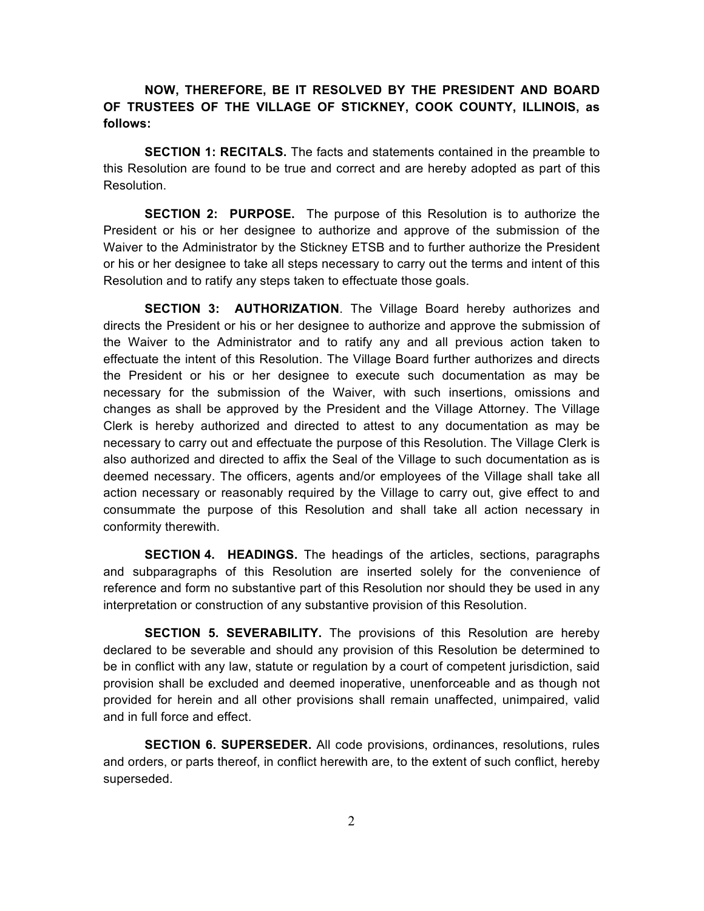**NOW, THEREFORE, BE IT RESOLVED BY THE PRESIDENT AND BOARD OF TRUSTEES OF THE VILLAGE OF STICKNEY, COOK COUNTY, ILLINOIS, as follows:**

**SECTION 1: RECITALS.** The facts and statements contained in the preamble to this Resolution are found to be true and correct and are hereby adopted as part of this Resolution.

**SECTION 2: PURPOSE.** The purpose of this Resolution is to authorize the President or his or her designee to authorize and approve of the submission of the Waiver to the Administrator by the Stickney ETSB and to further authorize the President or his or her designee to take all steps necessary to carry out the terms and intent of this Resolution and to ratify any steps taken to effectuate those goals.

**SECTION 3: AUTHORIZATION**. The Village Board hereby authorizes and directs the President or his or her designee to authorize and approve the submission of the Waiver to the Administrator and to ratify any and all previous action taken to effectuate the intent of this Resolution. The Village Board further authorizes and directs the President or his or her designee to execute such documentation as may be necessary for the submission of the Waiver, with such insertions, omissions and changes as shall be approved by the President and the Village Attorney. The Village Clerk is hereby authorized and directed to attest to any documentation as may be necessary to carry out and effectuate the purpose of this Resolution. The Village Clerk is also authorized and directed to affix the Seal of the Village to such documentation as is deemed necessary. The officers, agents and/or employees of the Village shall take all action necessary or reasonably required by the Village to carry out, give effect to and consummate the purpose of this Resolution and shall take all action necessary in conformity therewith.

**SECTION 4. HEADINGS.** The headings of the articles, sections, paragraphs and subparagraphs of this Resolution are inserted solely for the convenience of reference and form no substantive part of this Resolution nor should they be used in any interpretation or construction of any substantive provision of this Resolution.

**SECTION 5. SEVERABILITY.** The provisions of this Resolution are hereby declared to be severable and should any provision of this Resolution be determined to be in conflict with any law, statute or regulation by a court of competent jurisdiction, said provision shall be excluded and deemed inoperative, unenforceable and as though not provided for herein and all other provisions shall remain unaffected, unimpaired, valid and in full force and effect.

**SECTION 6. SUPERSEDER.** All code provisions, ordinances, resolutions, rules and orders, or parts thereof, in conflict herewith are, to the extent of such conflict, hereby superseded.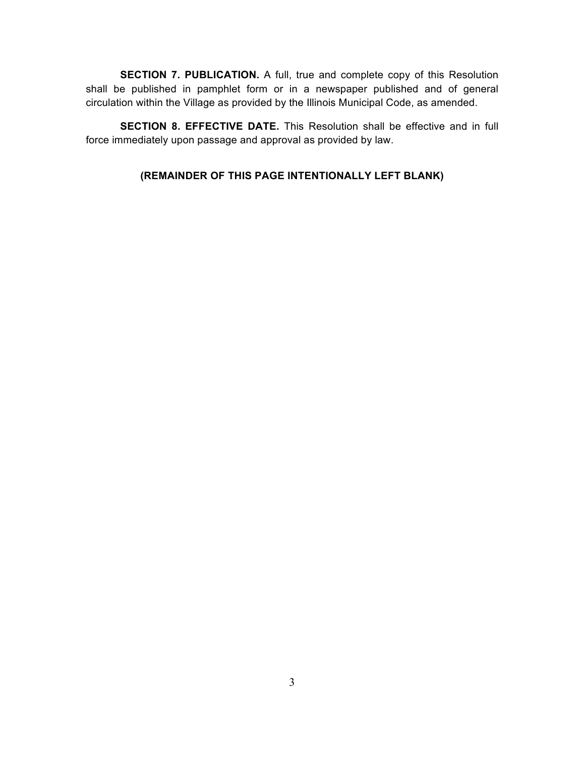**SECTION 7. PUBLICATION.** A full, true and complete copy of this Resolution shall be published in pamphlet form or in a newspaper published and of general circulation within the Village as provided by the Illinois Municipal Code, as amended.

**SECTION 8. EFFECTIVE DATE.** This Resolution shall be effective and in full force immediately upon passage and approval as provided by law.

**(REMAINDER OF THIS PAGE INTENTIONALLY LEFT BLANK)**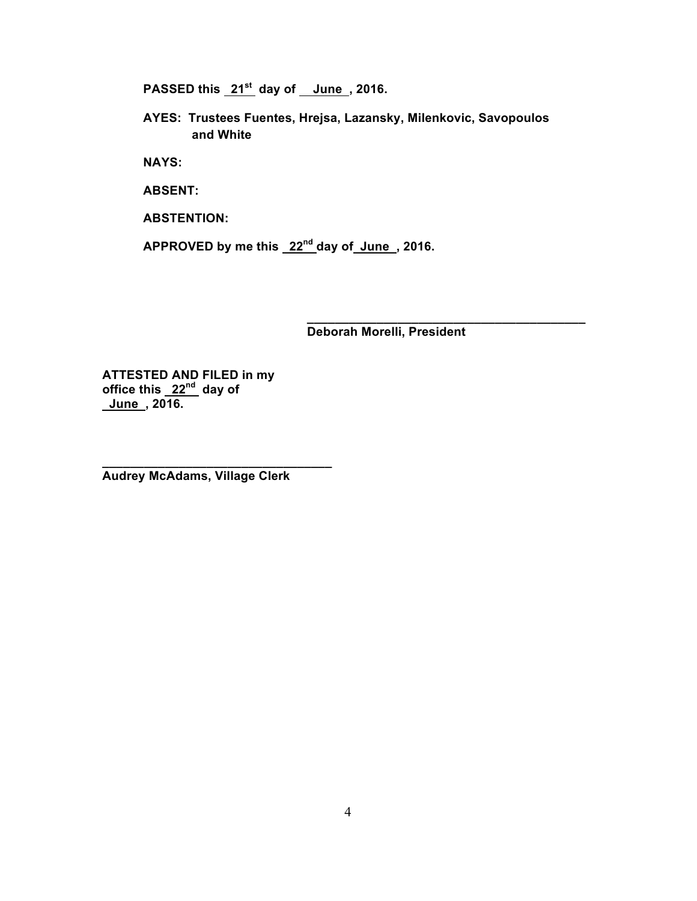**PASSED this 21st day of June, 2016.**

**AYES: Trustees Fuentes, Hrejsa, Lazansky, Milenkovic, Savopoulos and White**

**NAYS:**

**ABSENT:**

**ABSTENTION:**

**APPROVED by me this 22nd day of June, 2016.**

\_\_\_\_\_\_\_\_\_\_\_\_\_\_\_\_\_\_\_\_\_\_\_\_\_\_\_\_\_\_\_\_\_\_\_\_\_\_\_\_\_\_
**Deborah Morelli, President**

**ATTESTED AND FILED in my office this 22nd day of June, 2016.**

\_\_\_\_\_\_\_\_\_\_\_\_\_\_\_\_\_\_\_\_\_\_\_\_\_\_\_\_\_\_\_\_\_\_
**Audrey McAdams, Village Clerk**